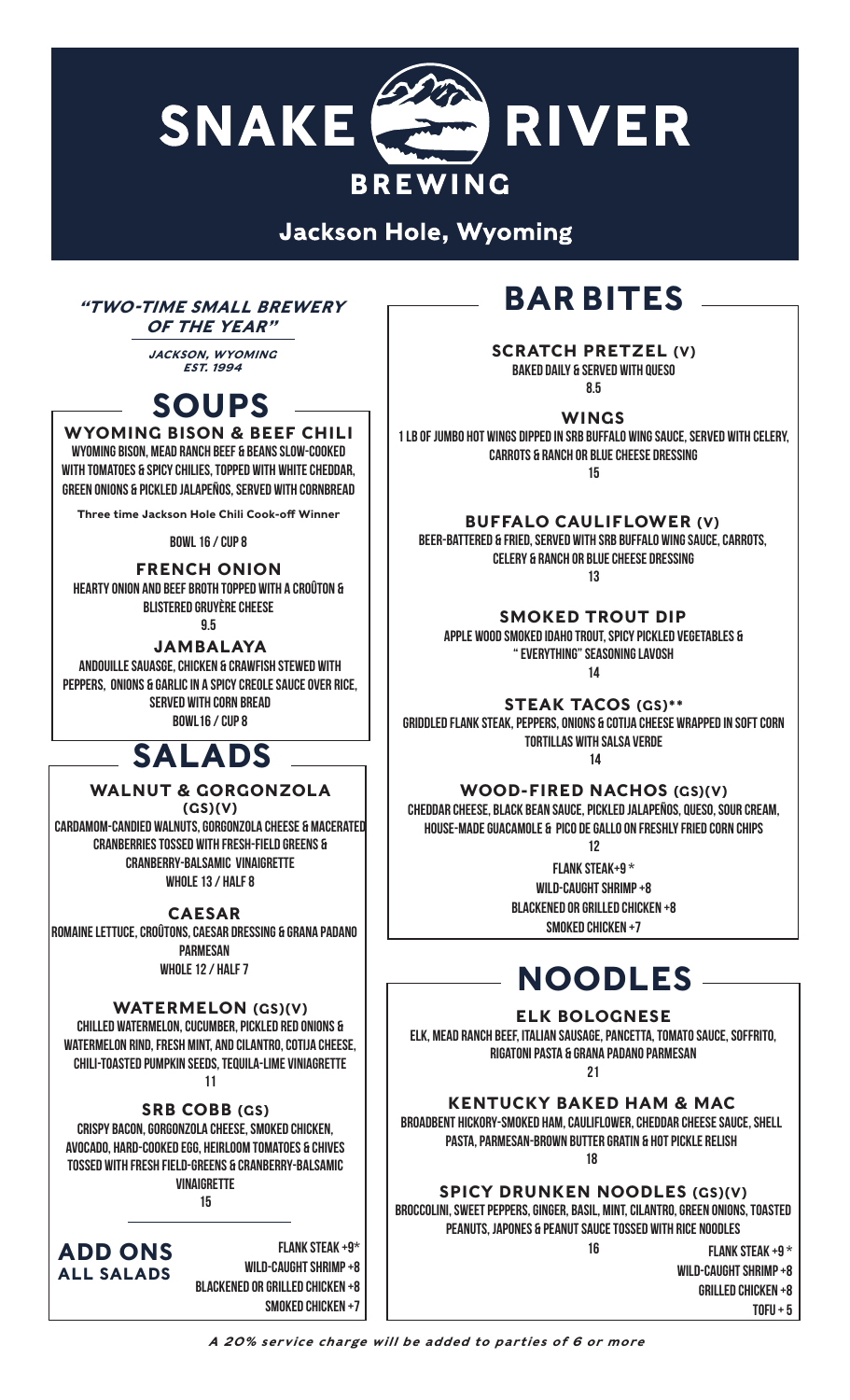# SNAKE RIVER BREWING

## Jackson Hole, Wyoming

***"TWO-TIME SMALL BREWERY OF THE YEAR"***

**JACKSON, WYOMING**
**EST. 1994**

## SOUPS

### WYOMING BISON & BEEF CHILI

WYOMING BISON, MEAD RANCH BEEF & BEANS SLOW-COOKED WITH TOMATOES & SPICY CHILIES, TOPPED WITH WHITE CHEDDAR, GREEN ONIONS & PICKLED JALAPEÑOS, SERVED WITH CORNBREAD

**Three time Jackson Hole Chili Cook-off Winner**

BOWL 16 / CUP 8

### FRENCH ONION

HEARTY ONION AND BEEF BROTH TOPPED WITH A CROÛTON & BLISTERED GRUYÈRE CHEESE

9.5

### JAMBALAYA

ANDOUILLE SAUASGE, CHICKEN & CRAWFISH STEWED WITH PEPPERS, ONIONS & GARLIC IN A SPICY CREOLE SAUCE OVER RICE, SERVED WITH CORN BREAD

BOWL16 / CUP 8

## SALADS

### WALNUT & GORGONZOLA (GS)(V)

CARDAMOM-CANDIED WALNUTS, GORGONZOLA CHEESE & MACERATED CRANBERRIES TOSSED WITH FRESH-FIELD GREENS & CRANBERRY-BALSAMIC VINAIGRETTE

WHOLE 13 / HALF 8

### CAESAR

ROMAINE LETTUCE, CROÛTONS, CAESAR DRESSING & GRANA PADANO PARMESAN

WHOLE 12 / HALF 7

### WATERMELON (GS)(V)

CHILLED WATERMELON, CUCUMBER, PICKLED RED ONIONS & WATERMELON RIND, FRESH MINT, AND CILANTRO, COTIJA CHEESE, CHILI-TOASTED PUMPKIN SEEDS, TEQUILA-LIME VINIAGRETTE

11

### SRB COBB (GS)

CRISPY BACON, GORGONZOLA CHEESE, SMOKED CHICKEN, AVOCADO, HARD-COOKED EGG, HEIRLOOM TOMATOES & CHIVES TOSSED WITH FRESH FIELD-GREENS & CRANBERRY-BALSAMIC VINAIGRETTE

15

### ADD ONS ALL SALADS

- FLANK STEAK +9*
- WILD-CAUGHT SHRIMP +8
- BLACKENED OR GRILLED CHICKEN +8
- SMOKED CHICKEN +7

## BAR BITES

### SCRATCH PRETZEL (V)

BAKED DAILY & SERVED WITH QUESO

8.5

### WINGS

1 LB OF JUMBO HOT WINGS DIPPED IN SRB BUFFALO WING SAUCE, SERVED WITH CELERY, CARROTS & RANCH OR BLUE CHEESE DRESSING

15

### BUFFALO CAULIFLOWER (V)

BEER-BATTERED & FRIED, SERVED WITH SRB BUFFALO WING SAUCE, CARROTS, CELERY & RANCH OR BLUE CHEESE DRESSING

13

### SMOKED TROUT DIP

APPLE WOOD SMOKED IDAHO TROUT, SPICY PICKLED VEGETABLES & " EVERYTHING" SEASONING LAVOSH

14

### STEAK TACOS (GS)**

GRIDDLED FLANK STEAK, PEPPERS, ONIONS & COTIJA CHEESE WRAPPED IN SOFT CORN TORTILLAS WITH SALSA VERDE

14

### WOOD-FIRED NACHOS (GS)(V)

CHEDDAR CHEESE, BLACK BEAN SAUCE, PICKLED JALAPEÑOS, QUESO, SOUR CREAM, HOUSE-MADE GUACAMOLE & PICO DE GALLO ON FRESHLY FRIED CORN CHIPS

12

- FLANK STEAK+9 *
- WILD-CAUGHT SHRIMP +8
- BLACKENED OR GRILLED CHICKEN +8
- SMOKED CHICKEN +7

## NOODLES

### ELK BOLOGNESE

ELK, MEAD RANCH BEEF, ITALIAN SAUSAGE, PANCETTA, TOMATO SAUCE, SOFFRITO, RIGATONI PASTA & GRANA PADANO PARMESAN

21

### KENTUCKY BAKED HAM & MAC

BROADBENT HICKORY-SMOKED HAM, CAULIFLOWER, CHEDDAR CHEESE SAUCE, SHELL PASTA, PARMESAN-BROWN BUTTER GRATIN & HOT PICKLE RELISH

18

### SPICY DRUNKEN NOODLES (GS)(V)

BROCCOLINI, SWEET PEPPERS, GINGER, BASIL, MINT, CILANTRO, GREEN ONIONS, TOASTED PEANUTS, JAPONES & PEANUT SAUCE TOSSED WITH RICE NOODLES

16

- FLANK STEAK +9 *
- WILD-CAUGHT SHRIMP +8
- GRILLED CHICKEN +8
- TOFU + 5

*A 20% service charge will be added to parties of 6 or more*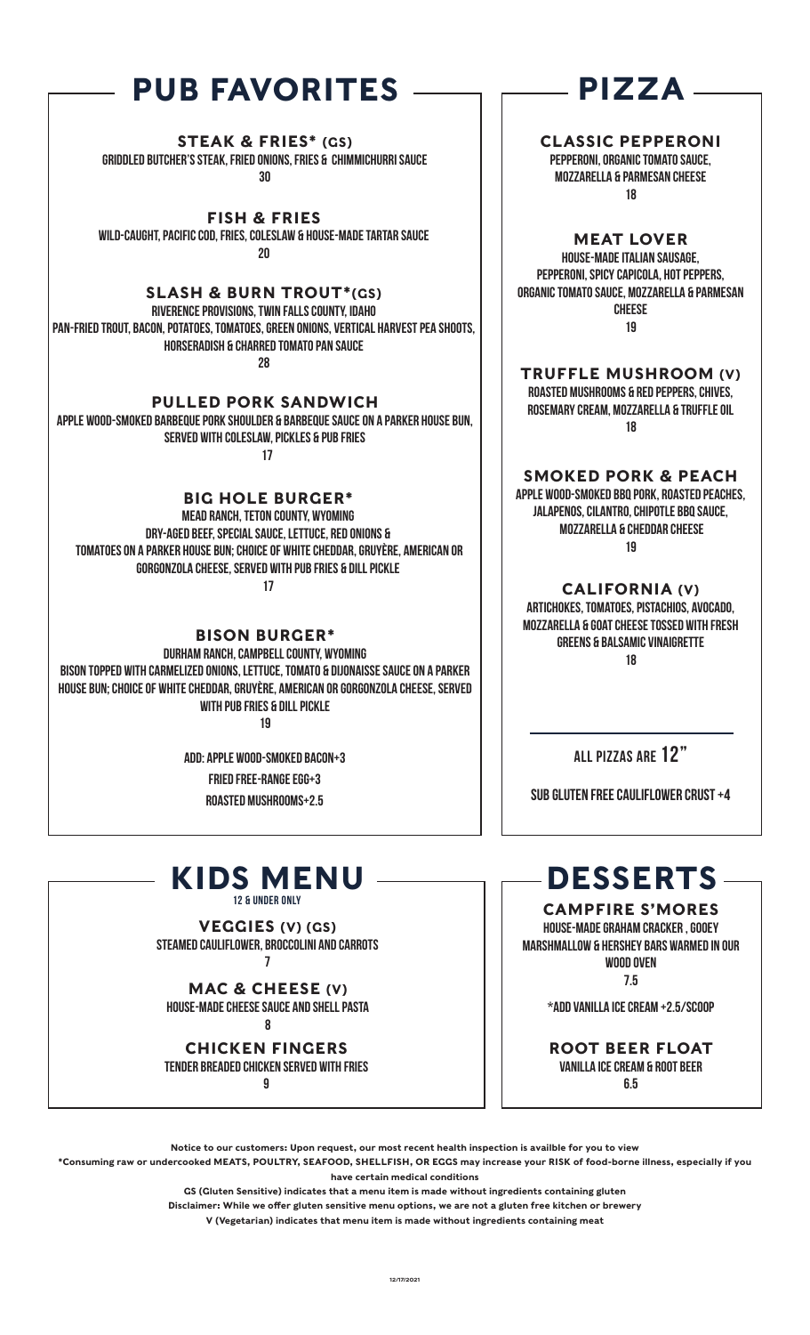# PUB FAVORITES

### STEAK & FRIES* (GS)

GRIDDLED BUTCHER'S STEAK, FRIED ONIONS, FRIES & CHIMMICHURRI SAUCE

30

### FISH & FRIES

WILD-CAUGHT, PACIFIC COD, FRIES, COLESLAW & HOUSE-MADE TARTAR SAUCE

20

### SLASH & BURN TROUT*(GS)

RIVERENCE PROVISIONS, TWIN FALLS COUNTY, IDAHO

PAN-FRIED TROUT, BACON, POTATOES, TOMATOES, GREEN ONIONS, VERTICAL HARVEST PEA SHOOTS, HORSERADISH & CHARRED TOMATO PAN SAUCE

28

### PULLED PORK SANDWICH

APPLE WOOD-SMOKED BARBEQUE PORK SHOULDER & BARBEQUE SAUCE ON A PARKER HOUSE BUN, SERVED WITH COLESLAW, PICKLES & PUB FRIES

17

### BIG HOLE BURGER*

MEAD RANCH, TETON COUNTY, WYOMING

DRY-AGED BEEF, SPECIAL SAUCE, LETTUCE, RED ONIONS & TOMATOES ON A PARKER HOUSE BUN; CHOICE OF WHITE CHEDDAR, GRUYÈRE, AMERICAN OR GORGONZOLA CHEESE, SERVED WITH PUB FRIES & DILL PICKLE

17

### BISON BURGER*

DURHAM RANCH, CAMPBELL COUNTY, WYOMING

BISON TOPPED WITH CARMELIZED ONIONS, LETTUCE, TOMATO & DIJONAISSE SAUCE ON A PARKER HOUSE BUN; CHOICE OF WHITE CHEDDAR, GRUYÈRE, AMERICAN OR GORGONZOLA CHEESE, SERVED WITH PUB FRIES & DILL PICKLE

19

ADD: APPLE WOOD-SMOKED BACON+3

FRIED FREE-RANGE EGG+3

ROASTED MUSHROOMS+2.5

# PIZZA

### CLASSIC PEPPERONI

PEPPERONI, ORGANIC TOMATO SAUCE, MOZZARELLA & PARMESAN CHEESE

18

### MEAT LOVER

HOUSE-MADE ITALIAN SAUSAGE, PEPPERONI, SPICY CAPICOLA, HOT PEPPERS, ORGANIC TOMATO SAUCE, MOZZARELLA & PARMESAN CHEESE

19

### TRUFFLE MUSHROOM (V)

ROASTED MUSHROOMS & RED PEPPERS, CHIVES, ROSEMARY CREAM, MOZZARELLA & TRUFFLE OIL

18

### SMOKED PORK & PEACH

APPLE WOOD-SMOKED BBQ PORK, ROASTED PEACHES, JALAPENOS, CILANTRO, CHIPOTLE BBQ SAUCE, MOZZARELLA & CHEDDAR CHEESE

19

### CALIFORNIA (V)

ARTICHOKES, TOMATOES, PISTACHIOS, AVOCADO, MOZZARELLA & GOAT CHEESE TOSSED WITH FRESH GREENS & BALSAMIC VINAIGRETTE

18

ALL PIZZAS ARE 12"

SUB GLUTEN FREE CAULIFLOWER CRUST +4

# KIDS MENU

12 & UNDER ONLY

### VEGGIES (V) (GS)

STEAMED CAULIFLOWER, BROCCOLINI AND CARROTS

7

### MAC & CHEESE (V)

HOUSE-MADE CHEESE SAUCE AND SHELL PASTA

8

### CHICKEN FINGERS

TENDER BREADED CHICKEN SERVED WITH FRIES

9

# DESSERTS

### CAMPFIRE S'MORES

HOUSE-MADE GRAHAM CRACKER , GOOEY MARSHMALLOW & HERSHEY BARS WARMED IN OUR WOOD OVEN

7.5

*ADD VANILLA ICE CREAM +2.5/SCOOP

### ROOT BEER FLOAT

VANILLA ICE CREAM & ROOT BEER

6.5

**Notice to our customers: Upon request, our most recent health inspection is availble for you to view**

***Consuming raw or undercooked MEATS, POULTRY, SEAFOOD, SHELLFISH, OR EGGS may increase your RISK of food-borne illness, especially if you have certain medical conditions**

**GS (Gluten Sensitive) indicates that a menu item is made without ingredients containing gluten**

**Disclaimer: While we offer gluten sensitive menu options, we are not a gluten free kitchen or brewery**

**V (Vegetarian) indicates that menu item is made without ingredients containing meat**

12/17/2021